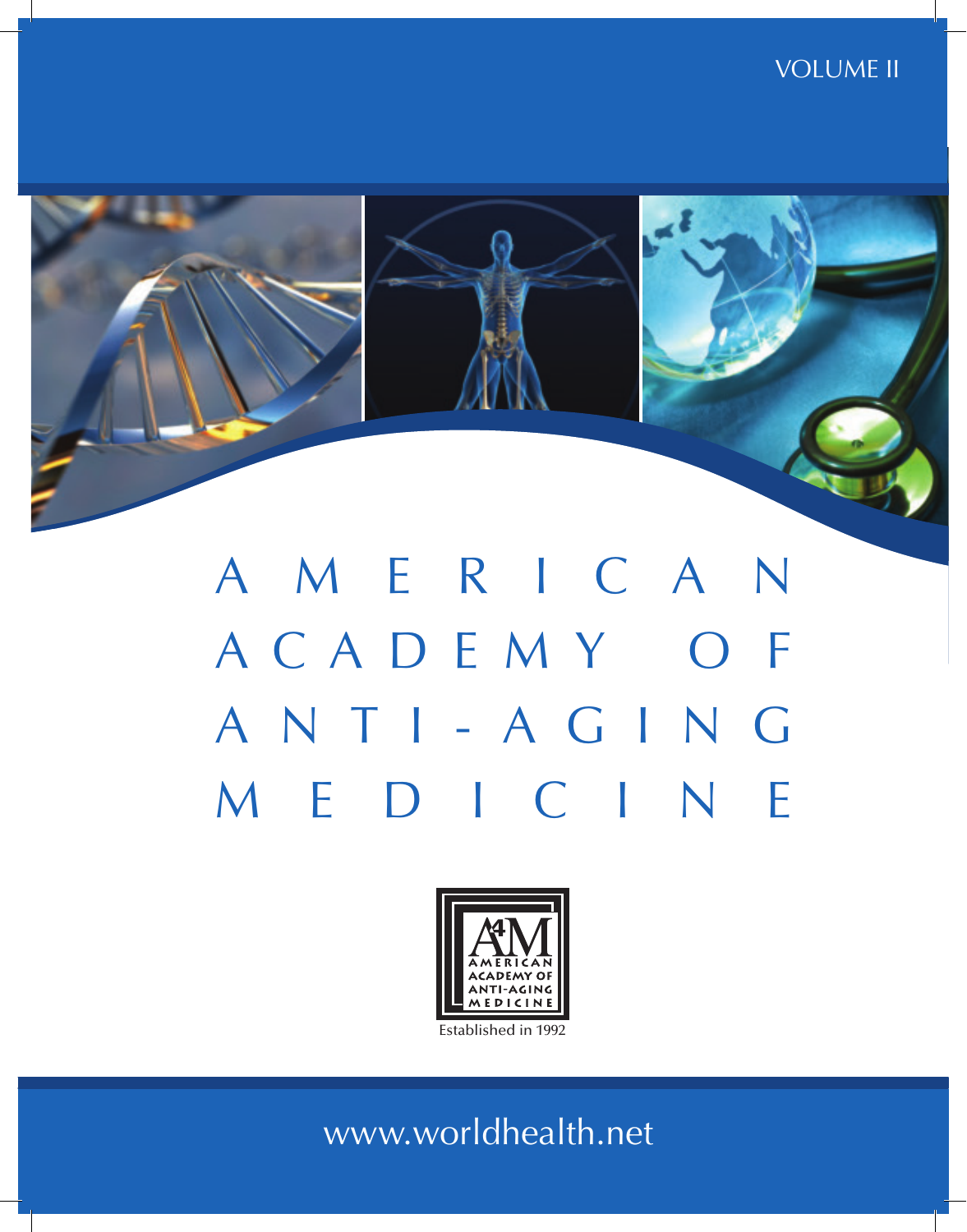VOLUME II

# AMERICAN ACADEMY OF ANTI-AGING MEDICINE

A4M
AMERICAN ACADEMY OF ANTI-AGING MEDICINE

Established in 1992

www.worldhealth.net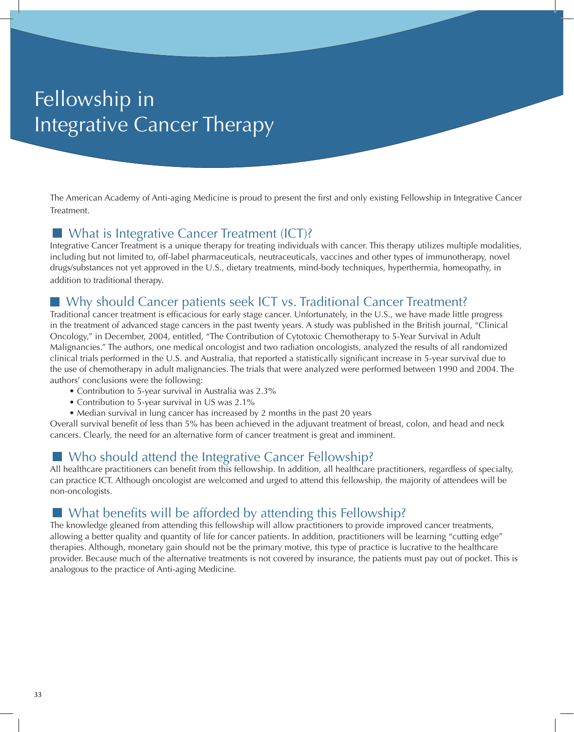# Fellowship in Integrative Cancer Therapy

The American Academy of Anti-aging Medicine is proud to present the first and only existing Fellowship in Integrative Cancer Treatment.

## What is Integrative Cancer Treatment (ICT)?

Integrative Cancer Treatment is a unique therapy for treating individuals with cancer. This therapy utilizes multiple modalities, including but not limited to, off-label pharmaceuticals, neutraceuticals, vaccines and other types of immunotherapy, novel drugs/substances not yet approved in the U.S., dietary treatments, mind-body techniques, hyperthermia, homeopathy, in addition to traditional therapy.

## Why should Cancer patients seek ICT vs. Traditional Cancer Treatment?

Traditional cancer treatment is efficacious for early stage cancer. Unfortunately, in the U.S., we have made little progress in the treatment of advanced stage cancers in the past twenty years. A study was published in the British journal, "Clinical Oncology," in December, 2004, entitled, "The Contribution of Cytotoxic Chemotherapy to 5-Year Survival in Adult Malignancies." The authors, one medical oncologist and two radiation oncologists, analyzed the results of all randomized clinical trials performed in the U.S. and Australia, that reported a statistically significant increase in 5-year survival due to the use of chemotherapy in adult malignancies. The trials that were analyzed were performed between 1990 and 2004. The authors' conclusions were the following:

- Contribution to 5-year survival in Australia was 2.3%
- Contribution to 5-year survival in US was 2.1%
- Median survival in lung cancer has increased by 2 months in the past 20 years

Overall survival benefit of less than 5% has been achieved in the adjuvant treatment of breast, colon, and head and neck cancers. Clearly, the need for an alternative form of cancer treatment is great and imminent.

## Who should attend the Integrative Cancer Fellowship?

All healthcare practitioners can benefit from this fellowship. In addition, all healthcare practitioners, regardless of specialty, can practice ICT. Although oncologist are welcomed and urged to attend this fellowship, the majority of attendees will be non-oncologists.

## What benefits will be afforded by attending this Fellowship?

The knowledge gleaned from attending this fellowship will allow practitioners to provide improved cancer treatments, allowing a better quality and quantity of life for cancer patients. In addition, practitioners will be learning "cutting edge" therapies. Although, monetary gain should not be the primary motive, this type of practice is lucrative to the healthcare provider. Because much of the alternative treatments is not covered by insurance, the patients must pay out of pocket. This is analogous to the practice of Anti-aging Medicine.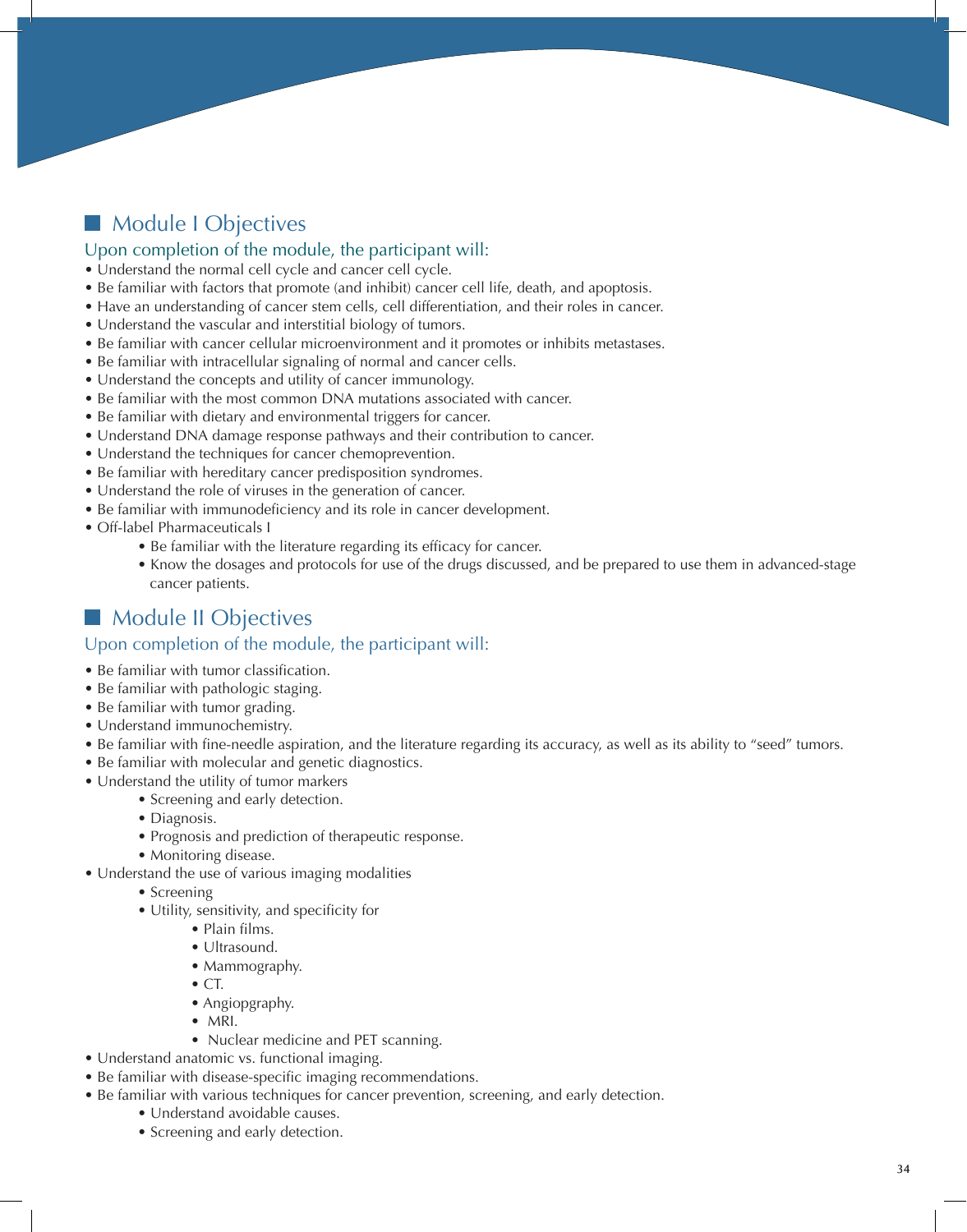## Module I Objectives

### Upon completion of the module, the participant will:

- Understand the normal cell cycle and cancer cell cycle.
- Be familiar with factors that promote (and inhibit) cancer cell life, death, and apoptosis.
- Have an understanding of cancer stem cells, cell differentiation, and their roles in cancer.
- Understand the vascular and interstitial biology of tumors.
- Be familiar with cancer cellular microenvironment and it promotes or inhibits metastases.
- Be familiar with intracellular signaling of normal and cancer cells.
- Understand the concepts and utility of cancer immunology.
- Be familiar with the most common DNA mutations associated with cancer.
- Be familiar with dietary and environmental triggers for cancer.
- Understand DNA damage response pathways and their contribution to cancer.
- Understand the techniques for cancer chemoprevention.
- Be familiar with hereditary cancer predisposition syndromes.
- Understand the role of viruses in the generation of cancer.
- Be familiar with immunodeficiency and its role in cancer development.
- Off-label Pharmaceuticals I
    - Be familiar with the literature regarding its efficacy for cancer.
    - Know the dosages and protocols for use of the drugs discussed, and be prepared to use them in advanced-stage cancer patients.

## Module II Objectives

### Upon completion of the module, the participant will:

- Be familiar with tumor classification.
- Be familiar with pathologic staging.
- Be familiar with tumor grading.
- Understand immunochemistry.
- Be familiar with fine-needle aspiration, and the literature regarding its accuracy, as well as its ability to "seed" tumors.
- Be familiar with molecular and genetic diagnostics.
- Understand the utility of tumor markers
    - Screening and early detection.
    - Diagnosis.
    - Prognosis and prediction of therapeutic response.
    - Monitoring disease.
- Understand the use of various imaging modalities
    - Screening
    - Utility, sensitivity, and specificity for
        - Plain films.
        - Ultrasound.
        - Mammography.
        - CT.
        - Angiopgraphy.
        - MRI.
        - Nuclear medicine and PET scanning.
- Understand anatomic vs. functional imaging.
- Be familiar with disease-specific imaging recommendations.
- Be familiar with various techniques for cancer prevention, screening, and early detection.
    - Understand avoidable causes.
    - Screening and early detection.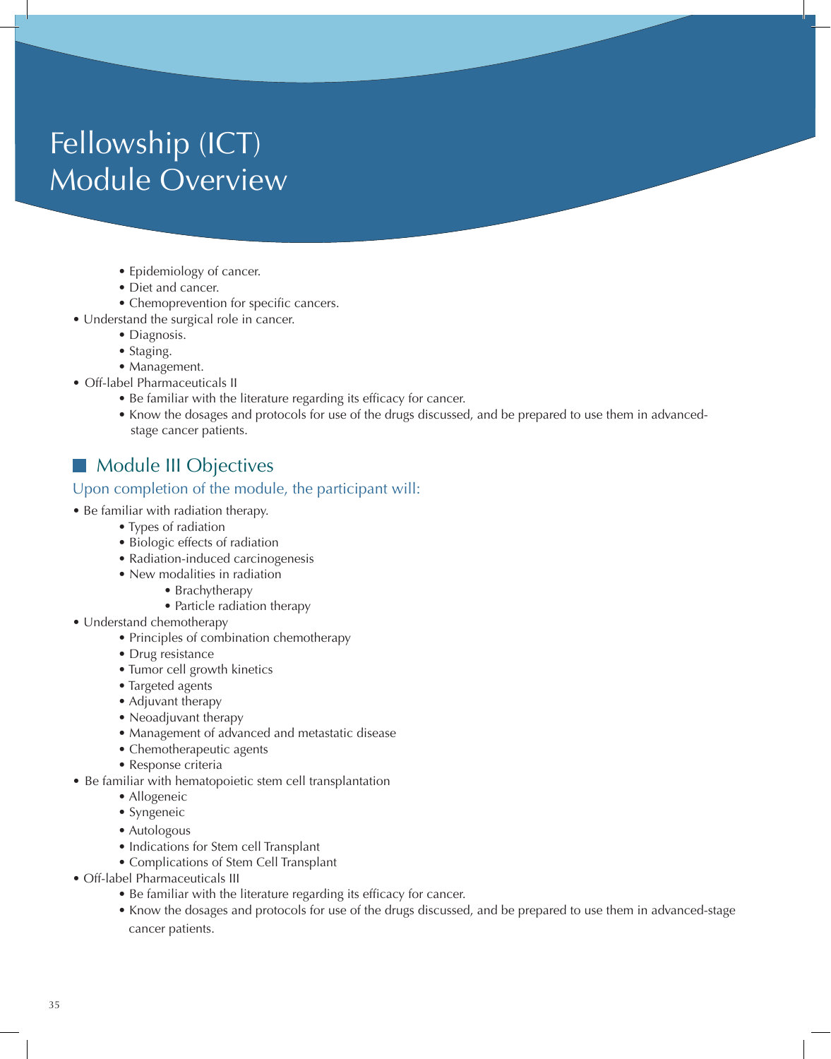// Fellowship (ICT) Module Overview is likely a running header; but it's a banner title. It may repeat on each page. I'll omit? Safer to include as heading? It's a running header across pages likely. Omit.

    - Epidemiology of cancer.
    - Diet and cancer.
    - Chemoprevention for specific cancers.
- Understand the surgical role in cancer.
    - Diagnosis.
    - Staging.
    - Management.
- Off-label Pharmaceuticals II
    - Be familiar with the literature regarding its efficacy for cancer.
    - Know the dosages and protocols for use of the drugs discussed, and be prepared to use them in advanced-stage cancer patients.

## Module III Objectives

### Upon completion of the module, the participant will:

- Be familiar with radiation therapy.
    - Types of radiation
    - Biologic effects of radiation
    - Radiation-induced carcinogenesis
    - New modalities in radiation
        - Brachytherapy
        - Particle radiation therapy
- Understand chemotherapy
    - Principles of combination chemotherapy
    - Drug resistance
    - Tumor cell growth kinetics
    - Targeted agents
    - Adjuvant therapy
    - Neoadjuvant therapy
    - Management of advanced and metastatic disease
    - Chemotherapeutic agents
    - Response criteria
- Be familiar with hematopoietic stem cell transplantation
    - Allogeneic
    - Syngeneic
    - Autologous
    - Indications for Stem cell Transplant
    - Complications of Stem Cell Transplant
- Off-label Pharmaceuticals III
    - Be familiar with the literature regarding its efficacy for cancer.
    - Know the dosages and protocols for use of the drugs discussed, and be prepared to use them in advanced-stage cancer patients.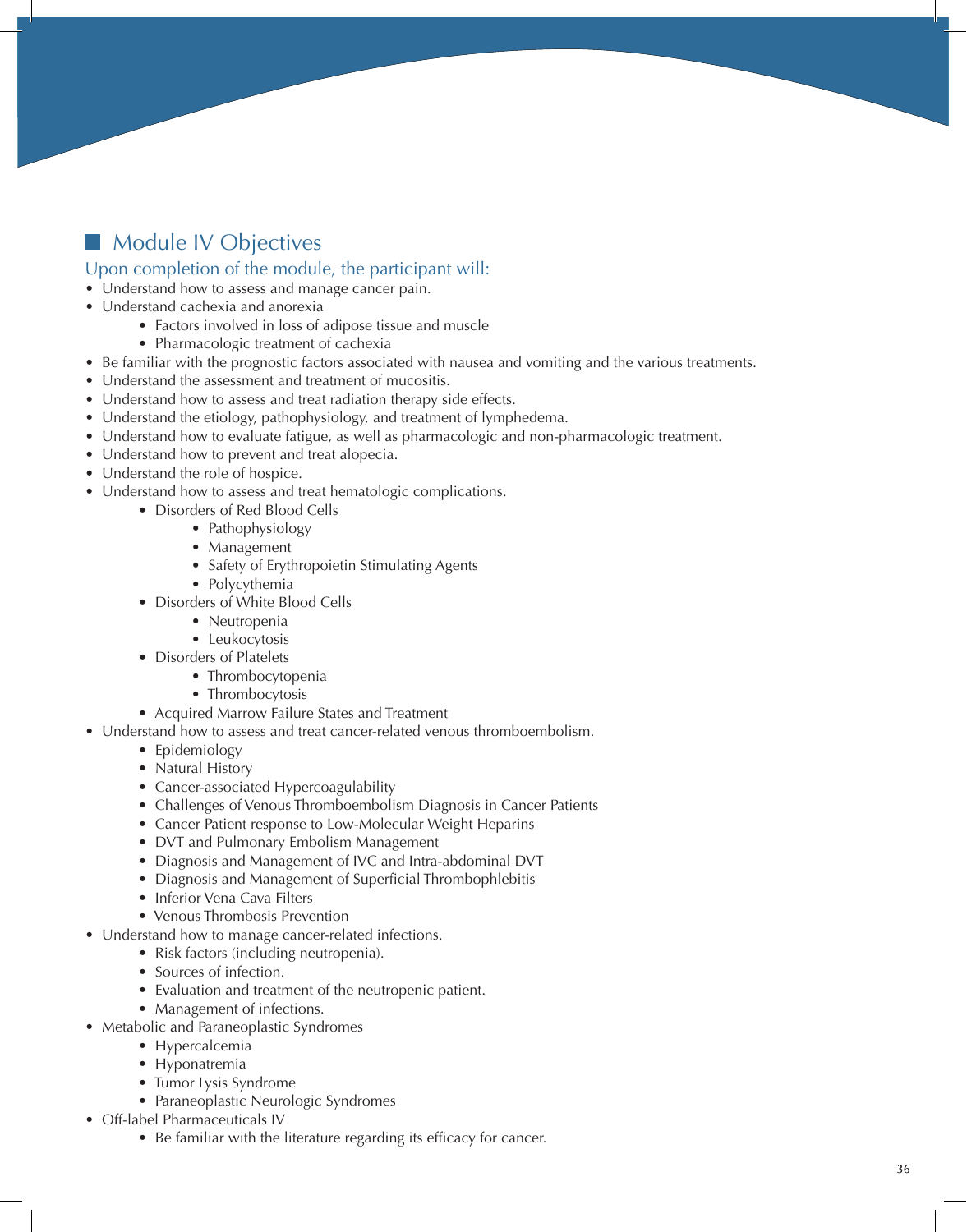## Module IV Objectives

### Upon completion of the module, the participant will:

- Understand how to assess and manage cancer pain.
- Understand cachexia and anorexia
    - Factors involved in loss of adipose tissue and muscle
    - Pharmacologic treatment of cachexia
- Be familiar with the prognostic factors associated with nausea and vomiting and the various treatments.
- Understand the assessment and treatment of mucositis.
- Understand how to assess and treat radiation therapy side effects.
- Understand the etiology, pathophysiology, and treatment of lymphedema.
- Understand how to evaluate fatigue, as well as pharmacologic and non-pharmacologic treatment.
- Understand how to prevent and treat alopecia.
- Understand the role of hospice.
- Understand how to assess and treat hematologic complications.
    - Disorders of Red Blood Cells
        - Pathophysiology
        - Management
        - Safety of Erythropoietin Stimulating Agents
        - Polycythemia
    - Disorders of White Blood Cells
        - Neutropenia
        - Leukocytosis
    - Disorders of Platelets
        - Thrombocytopenia
        - Thrombocytosis
    - Acquired Marrow Failure States and Treatment
- Understand how to assess and treat cancer-related venous thromboembolism.
    - Epidemiology
    - Natural History
    - Cancer-associated Hypercoagulability
    - Challenges of Venous Thromboembolism Diagnosis in Cancer Patients
    - Cancer Patient response to Low-Molecular Weight Heparins
    - DVT and Pulmonary Embolism Management
    - Diagnosis and Management of IVC and Intra-abdominal DVT
    - Diagnosis and Management of Superficial Thrombophlebitis
    - Inferior Vena Cava Filters
    - Venous Thrombosis Prevention
- Understand how to manage cancer-related infections.
    - Risk factors (including neutropenia).
    - Sources of infection.
    - Evaluation and treatment of the neutropenic patient.
    - Management of infections.
- Metabolic and Paraneoplastic Syndromes
    - Hypercalcemia
    - Hyponatremia
    - Tumor Lysis Syndrome
    - Paraneoplastic Neurologic Syndromes
- Off-label Pharmaceuticals IV
    - Be familiar with the literature regarding its efficacy for cancer.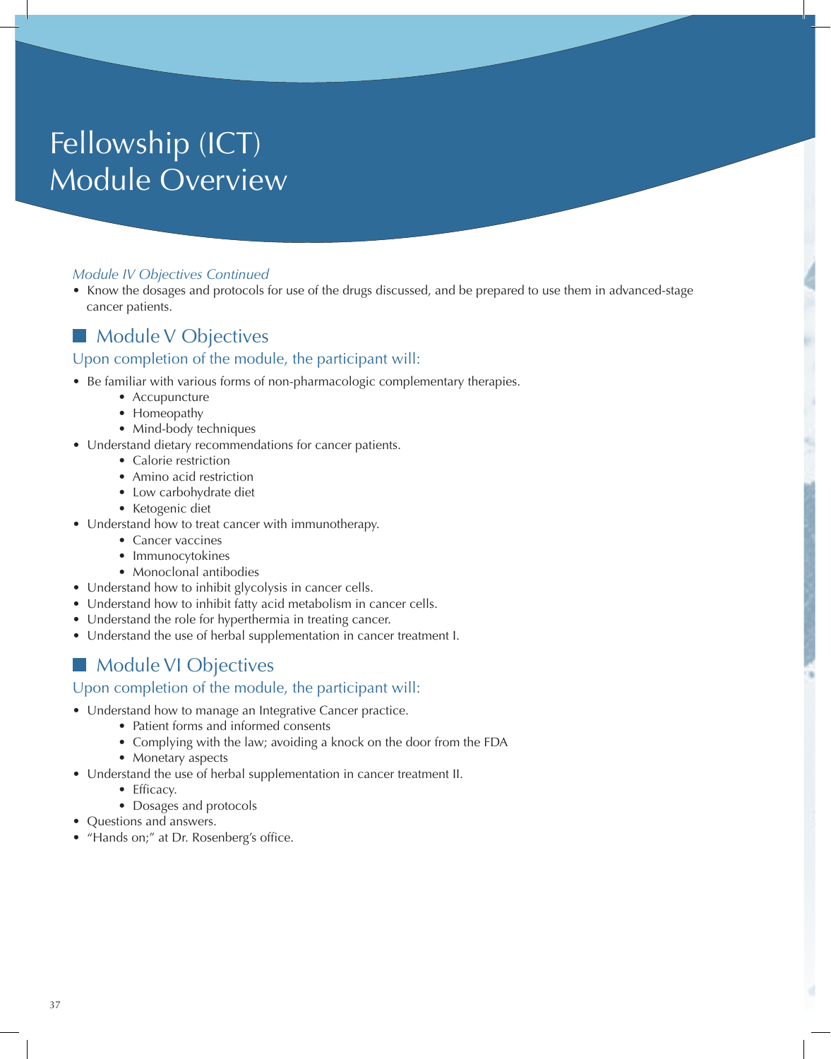# Fellowship (ICT) Module Overview

*Module IV Objectives Continued*

- Know the dosages and protocols for use of the drugs discussed, and be prepared to use them in advanced-stage cancer patients.

## Module V Objectives

### Upon completion of the module, the participant will:

- Be familiar with various forms of non-pharmacologic complementary therapies.
    - Accupuncture
    - Homeopathy
    - Mind-body techniques
- Understand dietary recommendations for cancer patients.
    - Calorie restriction
    - Amino acid restriction
    - Low carbohydrate diet
    - Ketogenic diet
- Understand how to treat cancer with immunotherapy.
    - Cancer vaccines
    - Immunocytokines
    - Monoclonal antibodies
- Understand how to inhibit glycolysis in cancer cells.
- Understand how to inhibit fatty acid metabolism in cancer cells.
- Understand the role for hyperthermia in treating cancer.
- Understand the use of herbal supplementation in cancer treatment I.

## Module VI Objectives

### Upon completion of the module, the participant will:

- Understand how to manage an Integrative Cancer practice.
    - Patient forms and informed consents
    - Complying with the law; avoiding a knock on the door from the FDA
    - Monetary aspects
- Understand the use of herbal supplementation in cancer treatment II.
    - Efficacy.
    - Dosages and protocols
- Questions and answers.
- "Hands on;" at Dr. Rosenberg's office.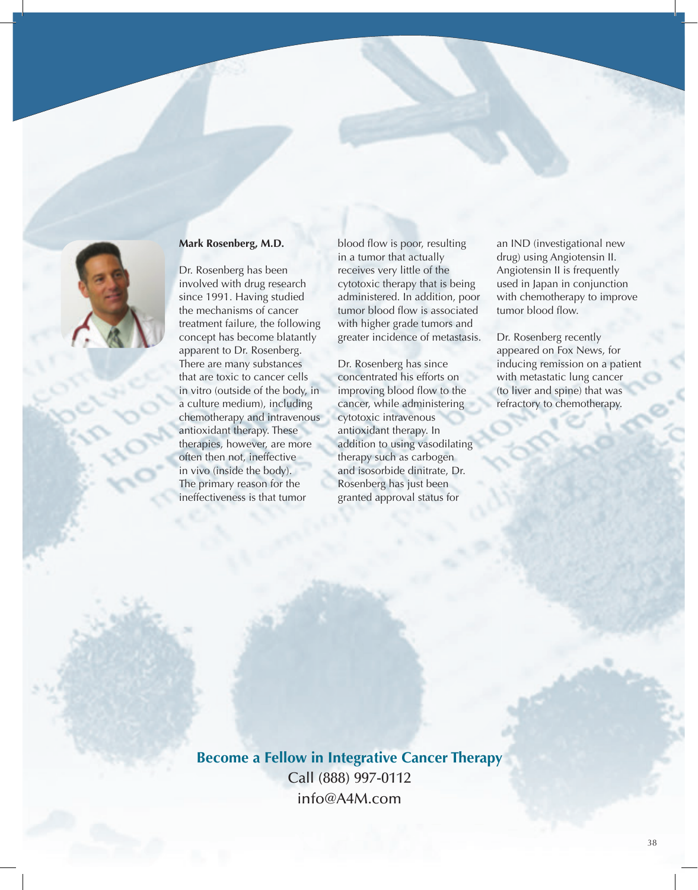**Mark Rosenberg, M.D.**

Dr. Rosenberg has been involved with drug research since 1991. Having studied the mechanisms of cancer treatment failure, the following concept has become blatantly apparent to Dr. Rosenberg. There are many substances that are toxic to cancer cells in vitro (outside of the body, in a culture medium), including chemotherapy and intravenous antioxidant therapy. These therapies, however, are more often then not, ineffective in vivo (inside the body). The primary reason for the ineffectiveness is that tumor blood flow is poor, resulting in a tumor that actually receives very little of the cytotoxic therapy that is being administered. In addition, poor tumor blood flow is associated with higher grade tumors and greater incidence of metastasis.

Dr. Rosenberg has since concentrated his efforts on improving blood flow to the cancer, while administering cytotoxic intravenous antioxidant therapy. In addition to using vasodilating therapy such as carbogen and isosorbide dinitrate, Dr. Rosenberg has just been granted approval status for an IND (investigational new drug) using Angiotensin II. Angiotensin II is frequently used in Japan in conjunction with chemotherapy to improve tumor blood flow.

Dr. Rosenberg recently appeared on Fox News, for inducing remission on a patient with metastatic lung cancer (to liver and spine) that was refractory to chemotherapy.

**Become a Fellow in Integrative Cancer Therapy**

Call (888) 997-0112

info@A4M.com